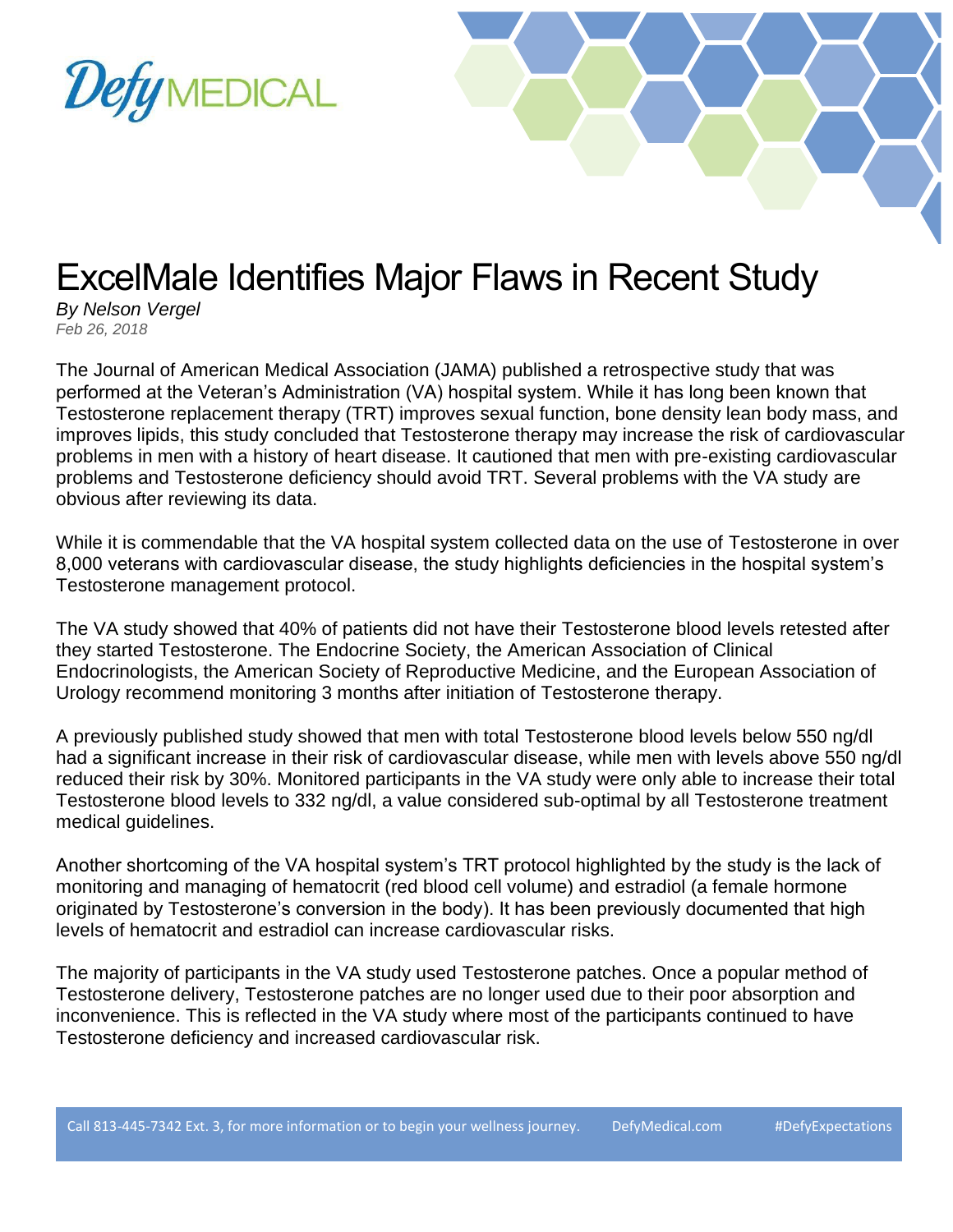# ExcelMale Identifies Major Flaws in Recent Study

*By Nelson Vergel*
*Feb 26, 2018*

The Journal of American Medical Association (JAMA) published a retrospective study that was performed at the Veteran's Administration (VA) hospital system. While it has long been known that Testosterone replacement therapy (TRT) improves sexual function, bone density lean body mass, and improves lipids, this study concluded that Testosterone therapy may increase the risk of cardiovascular problems in men with a history of heart disease. It cautioned that men with pre-existing cardiovascular problems and Testosterone deficiency should avoid TRT. Several problems with the VA study are obvious after reviewing its data.

While it is commendable that the VA hospital system collected data on the use of Testosterone in over 8,000 veterans with cardiovascular disease, the study highlights deficiencies in the hospital system's Testosterone management protocol.

The VA study showed that 40% of patients did not have their Testosterone blood levels retested after they started Testosterone. The Endocrine Society, the American Association of Clinical Endocrinologists, the American Society of Reproductive Medicine, and the European Association of Urology recommend monitoring 3 months after initiation of Testosterone therapy.

A previously published study showed that men with total Testosterone blood levels below 550 ng/dl had a significant increase in their risk of cardiovascular disease, while men with levels above 550 ng/dl reduced their risk by 30%. Monitored participants in the VA study were only able to increase their total Testosterone blood levels to 332 ng/dl, a value considered sub-optimal by all Testosterone treatment medical guidelines.

Another shortcoming of the VA hospital system's TRT protocol highlighted by the study is the lack of monitoring and managing of hematocrit (red blood cell volume) and estradiol (a female hormone originated by Testosterone's conversion in the body). It has been previously documented that high levels of hematocrit and estradiol can increase cardiovascular risks.

The majority of participants in the VA study used Testosterone patches. Once a popular method of Testosterone delivery, Testosterone patches are no longer used due to their poor absorption and inconvenience. This is reflected in the VA study where most of the participants continued to have Testosterone deficiency and increased cardiovascular risk.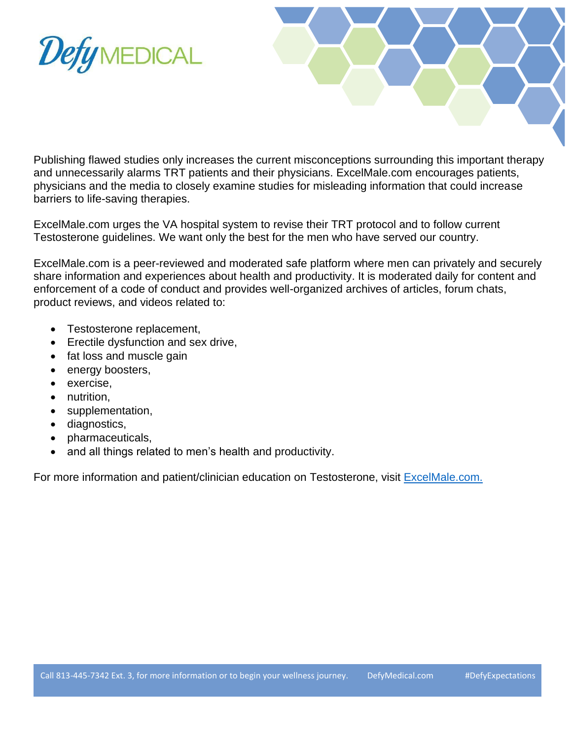Publishing flawed studies only increases the current misconceptions surrounding this important therapy and unnecessarily alarms TRT patients and their physicians. ExcelMale.com encourages patients, physicians and the media to closely examine studies for misleading information that could increase barriers to life-saving therapies.

ExcelMale.com urges the VA hospital system to revise their TRT protocol and to follow current Testosterone guidelines. We want only the best for the men who have served our country.

ExcelMale.com is a peer-reviewed and moderated safe platform where men can privately and securely share information and experiences about health and productivity. It is moderated daily for content and enforcement of a code of conduct and provides well-organized archives of articles, forum chats, product reviews, and videos related to:

- Testosterone replacement,
- Erectile dysfunction and sex drive,
- fat loss and muscle gain
- energy boosters,
- exercise,
- nutrition,
- supplementation,
- diagnostics,
- pharmaceuticals,
- and all things related to men's health and productivity.

For more information and patient/clinician education on Testosterone, visit [ExcelMale.com.](ExcelMale.com)